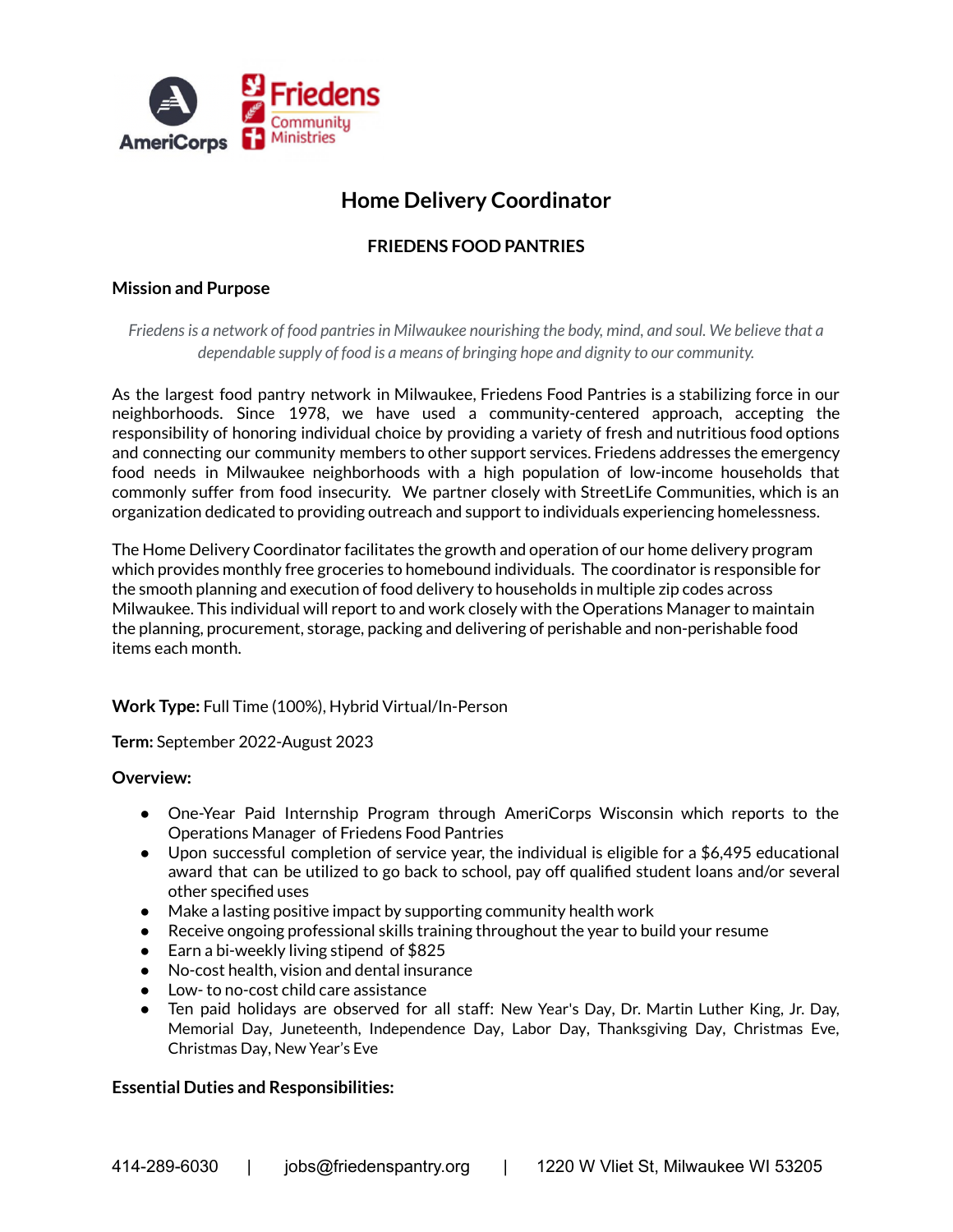# Home Delivery Coordinator

## FRIEDENS FOOD PANTRIES

### Mission and Purpose

*Friedens is a network of food pantries in Milwaukee nourishing the body, mind, and soul. We believe that a dependable supply of food is a means of bringing hope and dignity to our community.*

As the largest food pantry network in Milwaukee, Friedens Food Pantries is a stabilizing force in our neighborhoods. Since 1978, we have used a community-centered approach, accepting the responsibility of honoring individual choice by providing a variety of fresh and nutritious food options and connecting our community members to other support services. Friedens addresses the emergency food needs in Milwaukee neighborhoods with a high population of low-income households that commonly suffer from food insecurity. We partner closely with StreetLife Communities, which is an organization dedicated to providing outreach and support to individuals experiencing homelessness.

The Home Delivery Coordinator facilitates the growth and operation of our home delivery program which provides monthly free groceries to homebound individuals. The coordinator is responsible for the smooth planning and execution of food delivery to households in multiple zip codes across Milwaukee. This individual will report to and work closely with the Operations Manager to maintain the planning, procurement, storage, packing and delivering of perishable and non-perishable food items each month.

**Work Type:** Full Time (100%), Hybrid Virtual/In-Person

**Term:** September 2022-August 2023

**Overview:**

- One-Year Paid Internship Program through AmeriCorps Wisconsin which reports to the Operations Manager of Friedens Food Pantries
- Upon successful completion of service year, the individual is eligible for a $6,495 educational award that can be utilized to go back to school, pay off qualified student loans and/or several other specified uses
- Make a lasting positive impact by supporting community health work
- Receive ongoing professional skills training throughout the year to build your resume
- Earn a bi-weekly living stipend of $825
- No-cost health, vision and dental insurance
- Low- to no-cost child care assistance
- Ten paid holidays are observed for all staff: New Year's Day, Dr. Martin Luther King, Jr. Day, Memorial Day, Juneteenth, Independence Day, Labor Day, Thanksgiving Day, Christmas Eve, Christmas Day, New Year's Eve

**Essential Duties and Responsibilities:**

414-289-6030 | jobs@friedenspantry.org | 1220 W Vliet St, Milwaukee WI 53205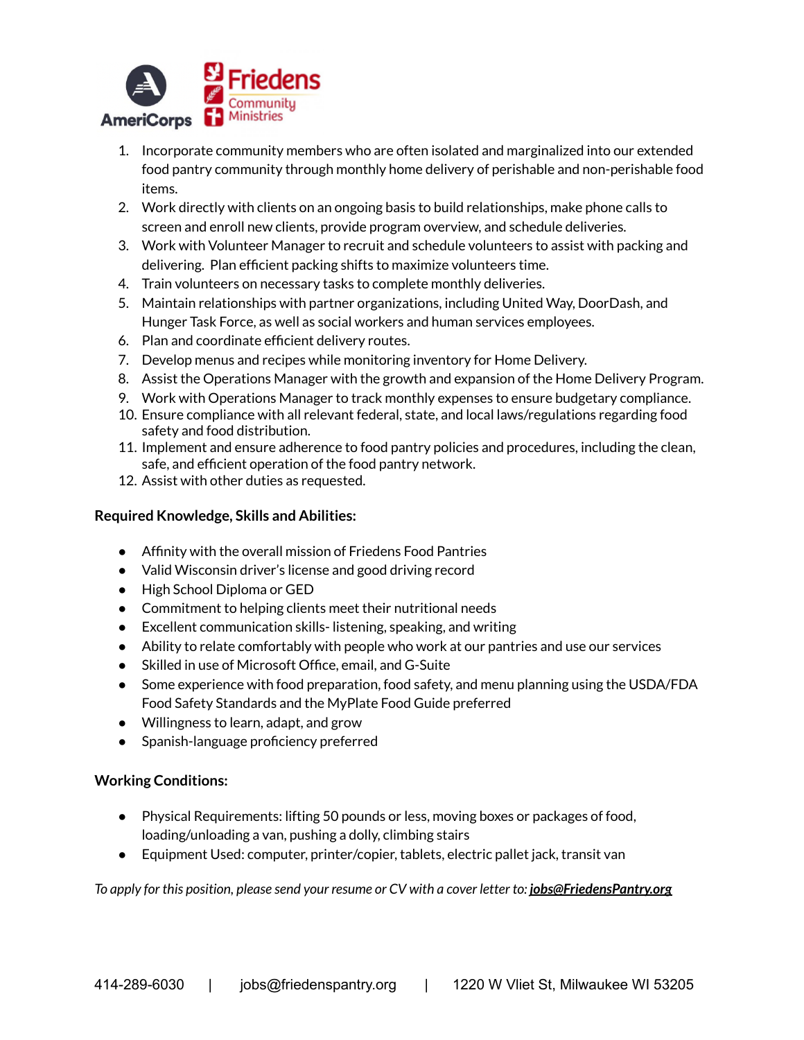1. Incorporate community members who are often isolated and marginalized into our extended food pantry community through monthly home delivery of perishable and non-perishable food items.
2. Work directly with clients on an ongoing basis to build relationships, make phone calls to screen and enroll new clients, provide program overview, and schedule deliveries.
3. Work with Volunteer Manager to recruit and schedule volunteers to assist with packing and delivering. Plan efficient packing shifts to maximize volunteers time.
4. Train volunteers on necessary tasks to complete monthly deliveries.
5. Maintain relationships with partner organizations, including United Way, DoorDash, and Hunger Task Force, as well as social workers and human services employees.
6. Plan and coordinate efficient delivery routes.
7. Develop menus and recipes while monitoring inventory for Home Delivery.
8. Assist the Operations Manager with the growth and expansion of the Home Delivery Program.
9. Work with Operations Manager to track monthly expenses to ensure budgetary compliance.
10. Ensure compliance with all relevant federal, state, and local laws/regulations regarding food safety and food distribution.
11. Implement and ensure adherence to food pantry policies and procedures, including the clean, safe, and efficient operation of the food pantry network.
12. Assist with other duties as requested.

**Required Knowledge, Skills and Abilities:**

- Affinity with the overall mission of Friedens Food Pantries
- Valid Wisconsin driver's license and good driving record
- High School Diploma or GED
- Commitment to helping clients meet their nutritional needs
- Excellent communication skills- listening, speaking, and writing
- Ability to relate comfortably with people who work at our pantries and use our services
- Skilled in use of Microsoft Office, email, and G-Suite
- Some experience with food preparation, food safety, and menu planning using the USDA/FDA Food Safety Standards and the MyPlate Food Guide preferred
- Willingness to learn, adapt, and grow
- Spanish-language proficiency preferred

**Working Conditions:**

- Physical Requirements: lifting 50 pounds or less, moving boxes or packages of food, loading/unloading a van, pushing a dolly, climbing stairs
- Equipment Used: computer, printer/copier, tablets, electric pallet jack, transit van

*To apply for this position, please send your resume or CV with a cover letter to:* ***jobs@FriedensPantry.org***